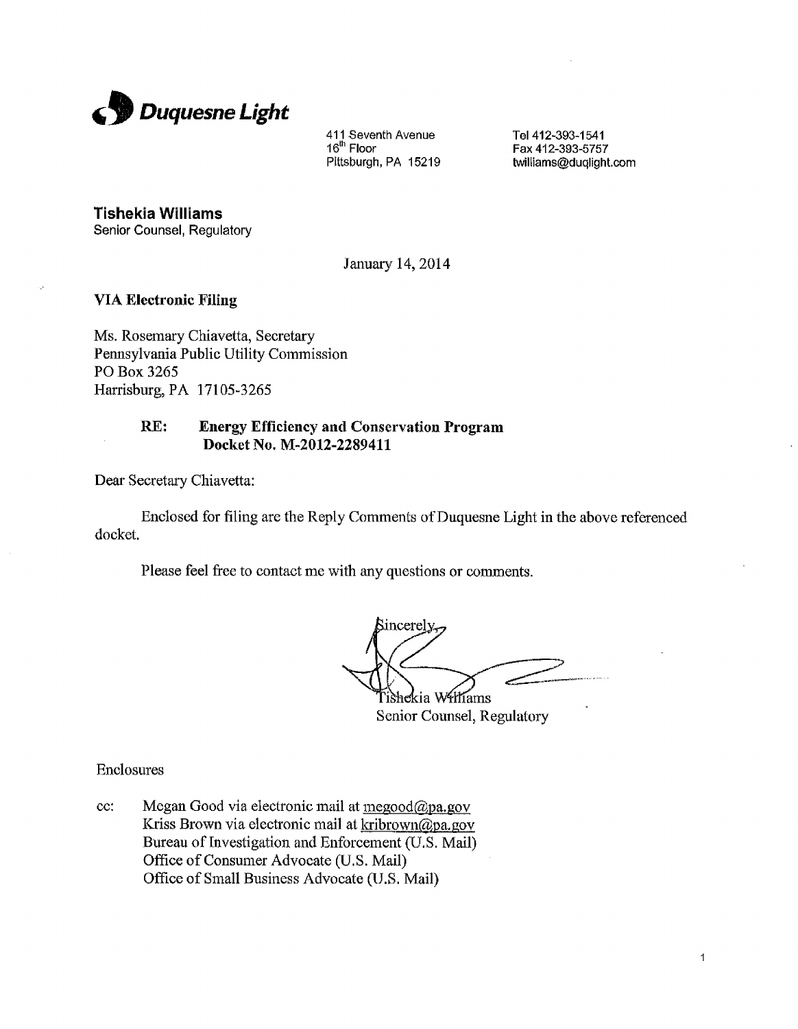**Duquesne Light**

411 Seventh Avenue
16th Floor
Pittsburgh, PA 15219

Tel 412-393-1541
Fax 412-393-5757
twilliams@duqlight.com

**Tishekia Williams**
Senior Counsel, Regulatory

January 14, 2014

**VIA Electronic Filing**

Ms. Rosemary Chiavetta, Secretary
Pennsylvania Public Utility Commission
PO Box 3265
Harrisburg, PA 17105-3265

**RE: Energy Efficiency and Conservation Program**
**Docket No. M-2012-2289411**

Dear Secretary Chiavetta:

Enclosed for filing are the Reply Comments of Duquesne Light in the above referenced docket.

Please feel free to contact me with any questions or comments.

Sincerely,

Tishekia Williams
Senior Counsel, Regulatory

Enclosures

cc: Megan Good via electronic mail at megood@pa.gov
Kriss Brown via electronic mail at kribrown@pa.gov
Bureau of Investigation and Enforcement (U.S. Mail)
Office of Consumer Advocate (U.S. Mail)
Office of Small Business Advocate (U.S. Mail)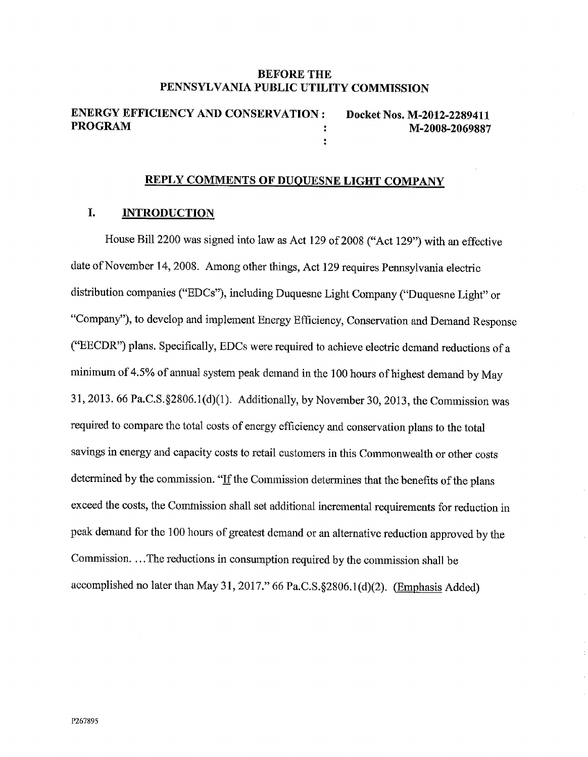**BEFORE THE**
**PENNSYLVANIA PUBLIC UTILITY COMMISSION**

| | | |
|---|---|---|
| **ENERGY EFFICIENCY AND CONSERVATION PROGRAM** | : | **Docket Nos. M-2012-2289411** |
| | : | **M-2008-2069887** |

## REPLY COMMENTS OF DUQUESNE LIGHT COMPANY

### I. INTRODUCTION

House Bill 2200 was signed into law as Act 129 of 2008 ("Act 129") with an effective date of November 14, 2008. Among other things, Act 129 requires Pennsylvania electric distribution companies ("EDCs"), including Duquesne Light Company ("Duquesne Light" or "Company"), to develop and implement Energy Efficiency, Conservation and Demand Response ("EECDR") plans. Specifically, EDCs were required to achieve electric demand reductions of a minimum of 4.5% of annual system peak demand in the 100 hours of highest demand by May 31, 2013. 66 Pa.C.S.§2806.1(d)(1). Additionally, by November 30, 2013, the Commission was required to compare the total costs of energy efficiency and conservation plans to the total savings in energy and capacity costs to retail customers in this Commonwealth or other costs determined by the commission. "If the Commission determines that the benefits of the plans exceed the costs, the Commission shall set additional incremental requirements for reduction in peak demand for the 100 hours of greatest demand or an alternative reduction approved by the Commission. ...The reductions in consumption required by the commission shall be accomplished no later than May 31, 2017." 66 Pa.C.S.§2806.1(d)(2). (Emphasis Added)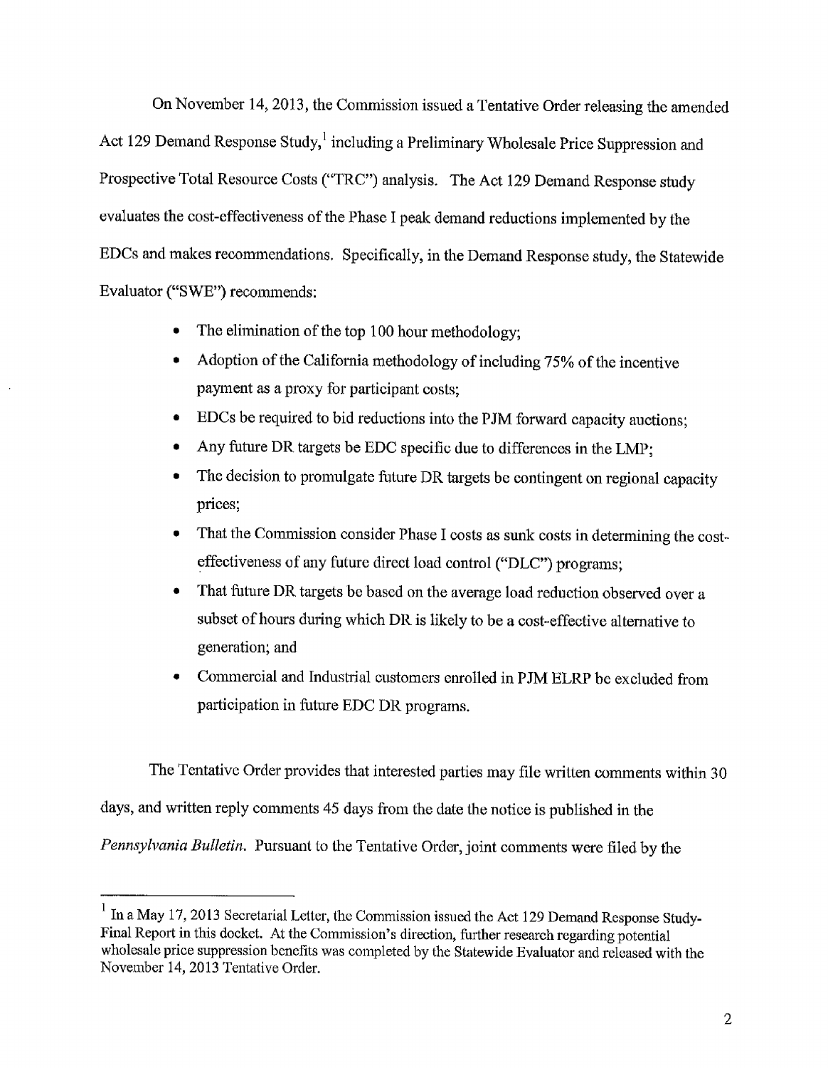On November 14, 2013, the Commission issued a Tentative Order releasing the amended Act 129 Demand Response Study,[1] including a Preliminary Wholesale Price Suppression and Prospective Total Resource Costs ("TRC") analysis. The Act 129 Demand Response study evaluates the cost-effectiveness of the Phase I peak demand reductions implemented by the EDCs and makes recommendations. Specifically, in the Demand Response study, the Statewide Evaluator ("SWE") recommends:

- The elimination of the top 100 hour methodology;
- Adoption of the California methodology of including 75% of the incentive payment as a proxy for participant costs;
- EDCs be required to bid reductions into the PJM forward capacity auctions;
- Any future DR targets be EDC specific due to differences in the LMP;
- The decision to promulgate future DR targets be contingent on regional capacity prices;
- That the Commission consider Phase I costs as sunk costs in determining the cost-effectiveness of any future direct load control ("DLC") programs;
- That future DR targets be based on the average load reduction observed over a subset of hours during which DR is likely to be a cost-effective alternative to generation; and
- Commercial and Industrial customers enrolled in PJM ELRP be excluded from participation in future EDC DR programs.

The Tentative Order provides that interested parties may file written comments within 30 days, and written reply comments 45 days from the date the notice is published in the *Pennsylvania Bulletin*. Pursuant to the Tentative Order, joint comments were filed by the

---

[1] In a May 17, 2013 Secretarial Letter, the Commission issued the Act 129 Demand Response Study-Final Report in this docket. At the Commission's direction, further research regarding potential wholesale price suppression benefits was completed by the Statewide Evaluator and released with the November 14, 2013 Tentative Order.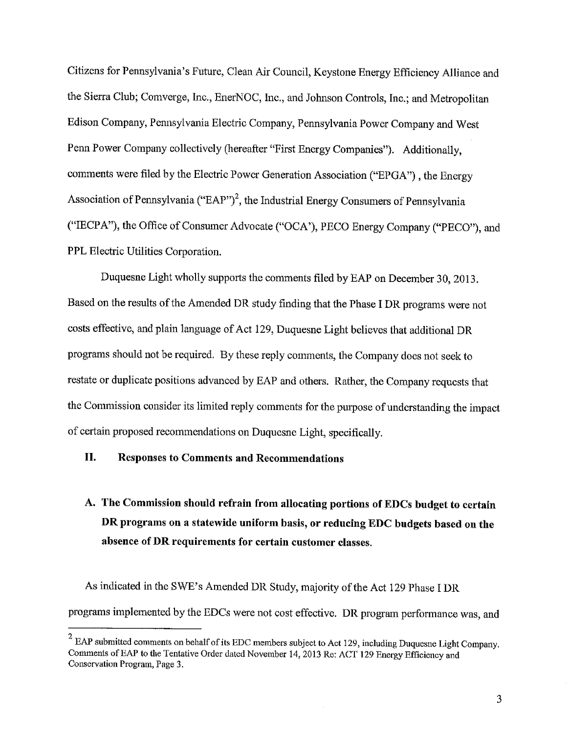Citizens for Pennsylvania's Future, Clean Air Council, Keystone Energy Efficiency Alliance and the Sierra Club; Comverge, Inc., EnerNOC, Inc., and Johnson Controls, Inc.; and Metropolitan Edison Company, Pennsylvania Electric Company, Pennsylvania Power Company and West Penn Power Company collectively (hereafter "First Energy Companies"). Additionally, comments were filed by the Electric Power Generation Association ("EPGA") , the Energy Association of Pennsylvania ("EAP")[2], the Industrial Energy Consumers of Pennsylvania ("IECPA"), the Office of Consumer Advocate ("OCA'), PECO Energy Company ("PECO"), and PPL Electric Utilities Corporation.

Duquesne Light wholly supports the comments filed by EAP on December 30, 2013. Based on the results of the Amended DR study finding that the Phase I DR programs were not costs effective, and plain language of Act 129, Duquesne Light believes that additional DR programs should not be required. By these reply comments, the Company does not seek to restate or duplicate positions advanced by EAP and others. Rather, the Company requests that the Commission consider its limited reply comments for the purpose of understanding the impact of certain proposed recommendations on Duquesne Light, specifically.

## II. Responses to Comments and Recommendations

### A. The Commission should refrain from allocating portions of EDCs budget to certain DR programs on a statewide uniform basis, or reducing EDC budgets based on the absence of DR requirements for certain customer classes.

As indicated in the SWE's Amended DR Study, majority of the Act 129 Phase I DR programs implemented by the EDCs were not cost effective. DR program performance was, and

[2] EAP submitted comments on behalf of its EDC members subject to Act 129, including Duquesne Light Company. Comments of EAP to the Tentative Order dated November 14, 2013 Re: ACT 129 Energy Efficiency and Conservation Program, Page 3.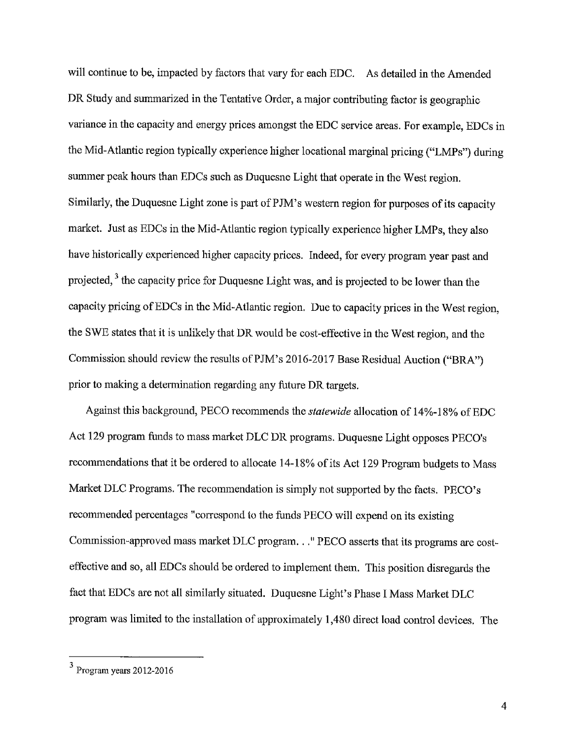will continue to be, impacted by factors that vary for each EDC. As detailed in the Amended DR Study and summarized in the Tentative Order, a major contributing factor is geographic variance in the capacity and energy prices amongst the EDC service areas. For example, EDCs in the Mid-Atlantic region typically experience higher locational marginal pricing ("LMPs") during summer peak hours than EDCs such as Duquesne Light that operate in the West region. Similarly, the Duquesne Light zone is part of PJM's western region for purposes of its capacity market. Just as EDCs in the Mid-Atlantic region typically experience higher LMPs, they also have historically experienced higher capacity prices. Indeed, for every program year past and projected,[3] the capacity price for Duquesne Light was, and is projected to be lower than the capacity pricing of EDCs in the Mid-Atlantic region. Due to capacity prices in the West region, the SWE states that it is unlikely that DR would be cost-effective in the West region, and the Commission should review the results of PJM's 2016-2017 Base Residual Auction ("BRA") prior to making a determination regarding any future DR targets.

Against this background, PECO recommends the *statewide* allocation of 14%-18% of EDC Act 129 program funds to mass market DLC DR programs. Duquesne Light opposes PECO's recommendations that it be ordered to allocate 14-18% of its Act 129 Program budgets to Mass Market DLC Programs. The recommendation is simply not supported by the facts. PECO's recommended percentages "correspond to the funds PECO will expend on its existing Commission-approved mass market DLC program. . ." PECO asserts that its programs are cost-effective and so, all EDCs should be ordered to implement them. This position disregards the fact that EDCs are not all similarly situated. Duquesne Light's Phase I Mass Market DLC program was limited to the installation of approximately 1,480 direct load control devices. The

[3] Program years 2012-2016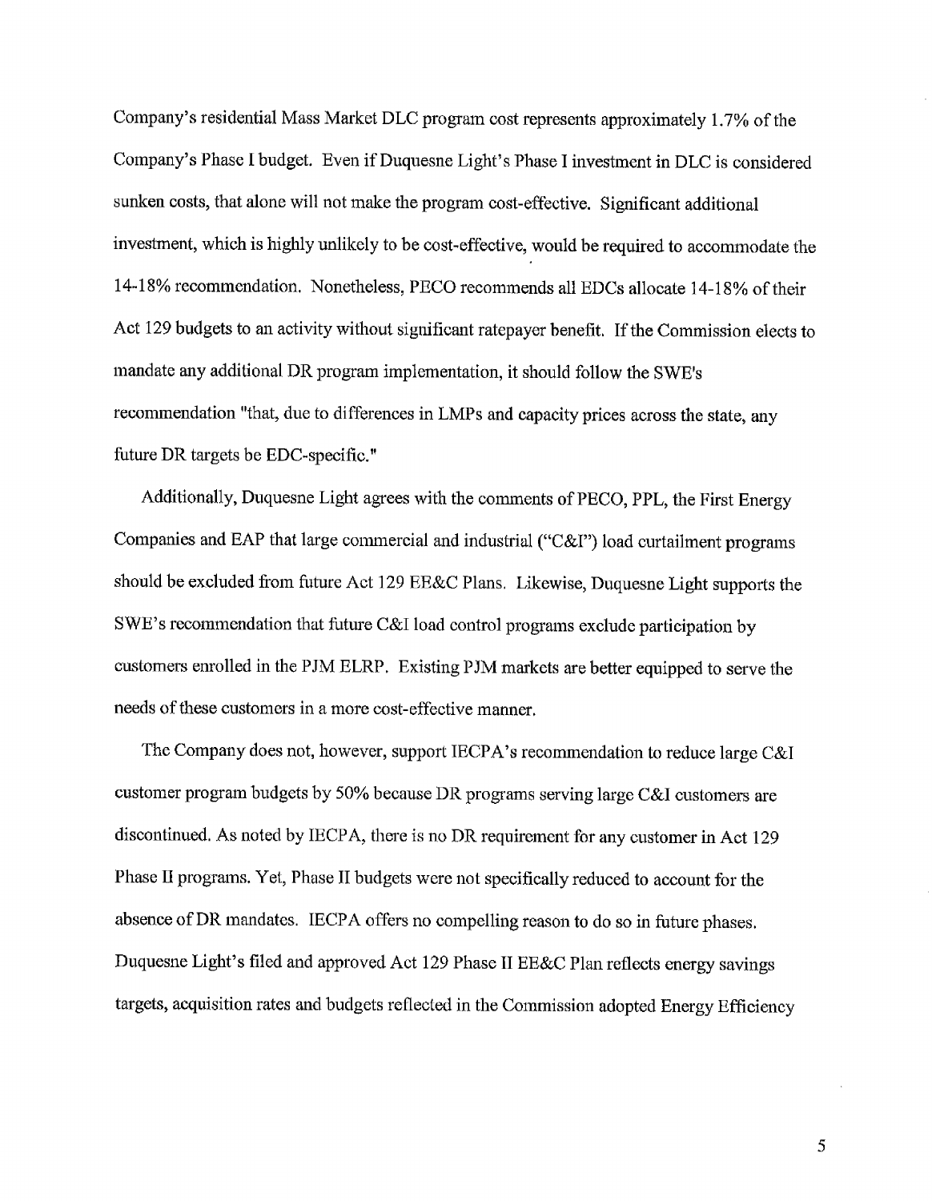Company's residential Mass Market DLC program cost represents approximately 1.7% of the Company's Phase I budget. Even if Duquesne Light's Phase I investment in DLC is considered sunken costs, that alone will not make the program cost-effective. Significant additional investment, which is highly unlikely to be cost-effective, would be required to accommodate the 14-18% recommendation. Nonetheless, PECO recommends all EDCs allocate 14-18% of their Act 129 budgets to an activity without significant ratepayer benefit. If the Commission elects to mandate any additional DR program implementation, it should follow the SWE's recommendation "that, due to differences in LMPs and capacity prices across the state, any future DR targets be EDC-specific."

Additionally, Duquesne Light agrees with the comments of PECO, PPL, the First Energy Companies and EAP that large commercial and industrial ("C&I") load curtailment programs should be excluded from future Act 129 EE&C Plans. Likewise, Duquesne Light supports the SWE's recommendation that future C&I load control programs exclude participation by customers enrolled in the PJM ELRP. Existing PJM markets are better equipped to serve the needs of these customers in a more cost-effective manner.

The Company does not, however, support IECPA's recommendation to reduce large C&I customer program budgets by 50% because DR programs serving large C&I customers are discontinued. As noted by IECPA, there is no DR requirement for any customer in Act 129 Phase II programs. Yet, Phase II budgets were not specifically reduced to account for the absence of DR mandates. IECPA offers no compelling reason to do so in future phases. Duquesne Light's filed and approved Act 129 Phase II EE&C Plan reflects energy savings targets, acquisition rates and budgets reflected in the Commission adopted Energy Efficiency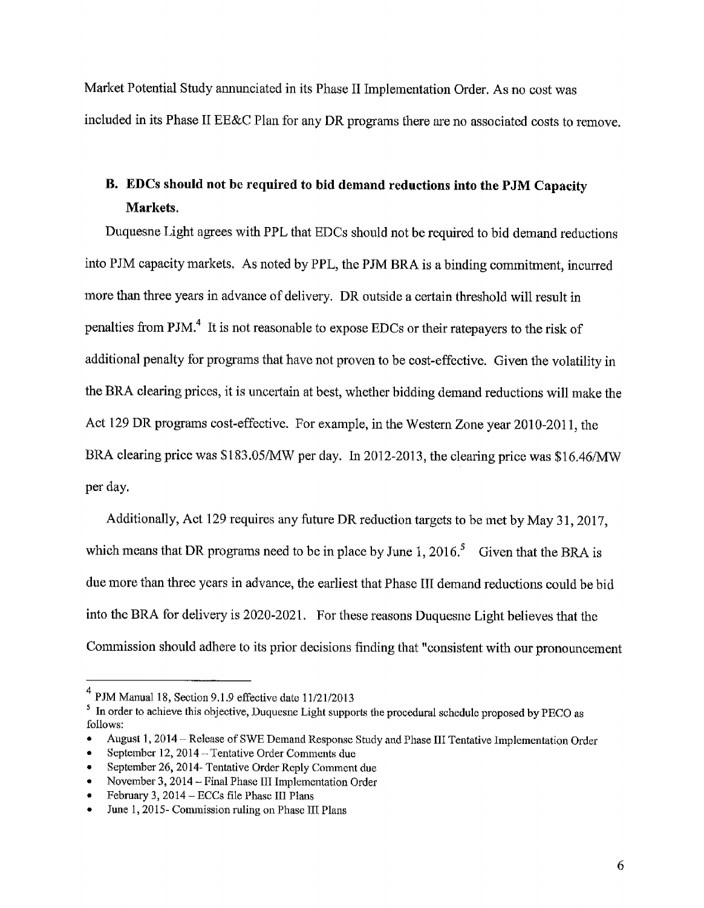Market Potential Study annunciated in its Phase II Implementation Order. As no cost was included in its Phase II EE&C Plan for any DR programs there are no associated costs to remove.

**B. EDCs should not be required to bid demand reductions into the PJM Capacity Markets.**

Duquesne Light agrees with PPL that EDCs should not be required to bid demand reductions into PJM capacity markets. As noted by PPL, the PJM BRA is a binding commitment, incurred more than three years in advance of delivery. DR outside a certain threshold will result in penalties from PJM.[4] It is not reasonable to expose EDCs or their ratepayers to the risk of additional penalty for programs that have not proven to be cost-effective. Given the volatility in the BRA clearing prices, it is uncertain at best, whether bidding demand reductions will make the Act 129 DR programs cost-effective. For example, in the Western Zone year 2010-2011, the BRA clearing price was $183.05/MW per day. In 2012-2013, the clearing price was $16.46/MW per day.

Additionally, Act 129 requires any future DR reduction targets to be met by May 31, 2017, which means that DR programs need to be in place by June 1, 2016.[5] Given that the BRA is due more than three years in advance, the earliest that Phase III demand reductions could be bid into the BRA for delivery is 2020-2021. For these reasons Duquesne Light believes that the Commission should adhere to its prior decisions finding that "consistent with our pronouncement

---

[4] PJM Manual 18, Section 9.1.9 effective date 11/21/2013

[5] In order to achieve this objective, Duquesne Light supports the procedural schedule proposed by PECO as follows:

- August 1, 2014 – Release of SWE Demand Response Study and Phase III Tentative Implementation Order
- September 12, 2014 – Tentative Order Comments due
- September 26, 2014- Tentative Order Reply Comment due
- November 3, 2014 – Final Phase III Implementation Order
- February 3, 2014 – ECCs file Phase III Plans
- June 1, 2015- Commission ruling on Phase III Plans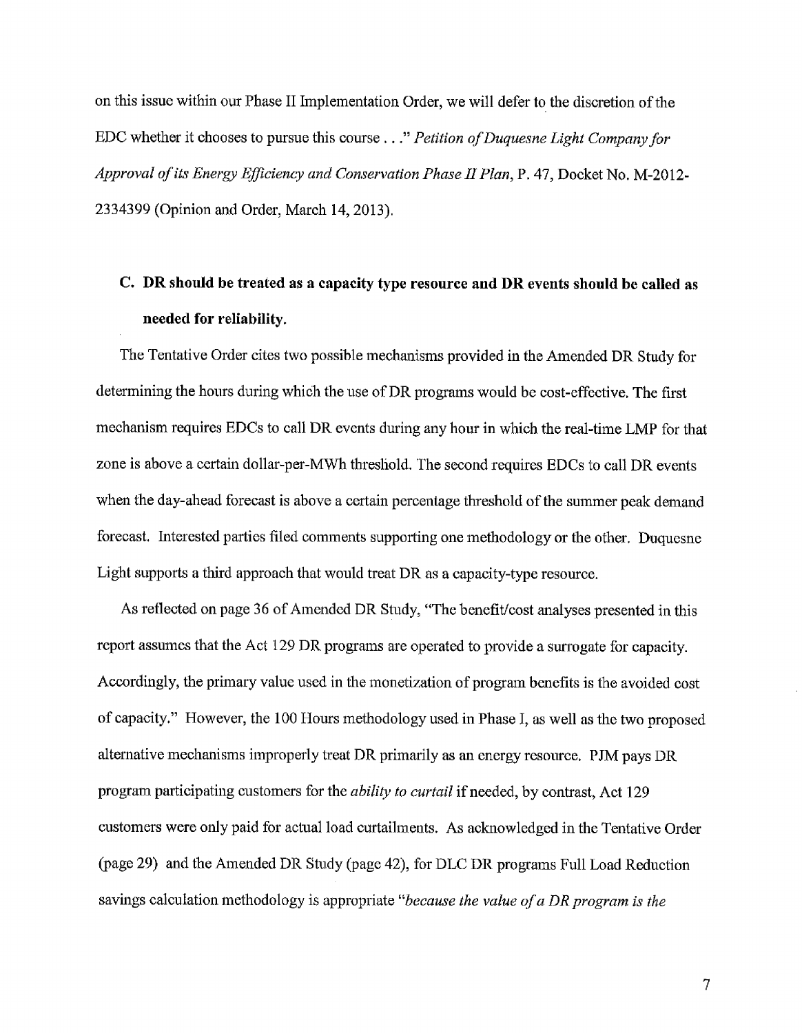on this issue within our Phase II Implementation Order, we will defer to the discretion of the EDC whether it chooses to pursue this course . . ." *Petition of Duquesne Light Company for Approval of its Energy Efficiency and Conservation Phase II Plan*, P. 47, Docket No. M-2012-2334399 (Opinion and Order, March 14, 2013).

## C. DR should be treated as a capacity type resource and DR events should be called as needed for reliability.

The Tentative Order cites two possible mechanisms provided in the Amended DR Study for determining the hours during which the use of DR programs would be cost-effective. The first mechanism requires EDCs to call DR events during any hour in which the real-time LMP for that zone is above a certain dollar-per-MWh threshold. The second requires EDCs to call DR events when the day-ahead forecast is above a certain percentage threshold of the summer peak demand forecast. Interested parties filed comments supporting one methodology or the other. Duquesne Light supports a third approach that would treat DR as a capacity-type resource.

As reflected on page 36 of Amended DR Study, "The benefit/cost analyses presented in this report assumes that the Act 129 DR programs are operated to provide a surrogate for capacity. Accordingly, the primary value used in the monetization of program benefits is the avoided cost of capacity." However, the 100 Hours methodology used in Phase I, as well as the two proposed alternative mechanisms improperly treat DR primarily as an energy resource. PJM pays DR program participating customers for the *ability to curtail* if needed, by contrast, Act 129 customers were only paid for actual load curtailments. As acknowledged in the Tentative Order (page 29) and the Amended DR Study (page 42), for DLC DR programs Full Load Reduction savings calculation methodology is appropriate "*because the value of a DR program is the*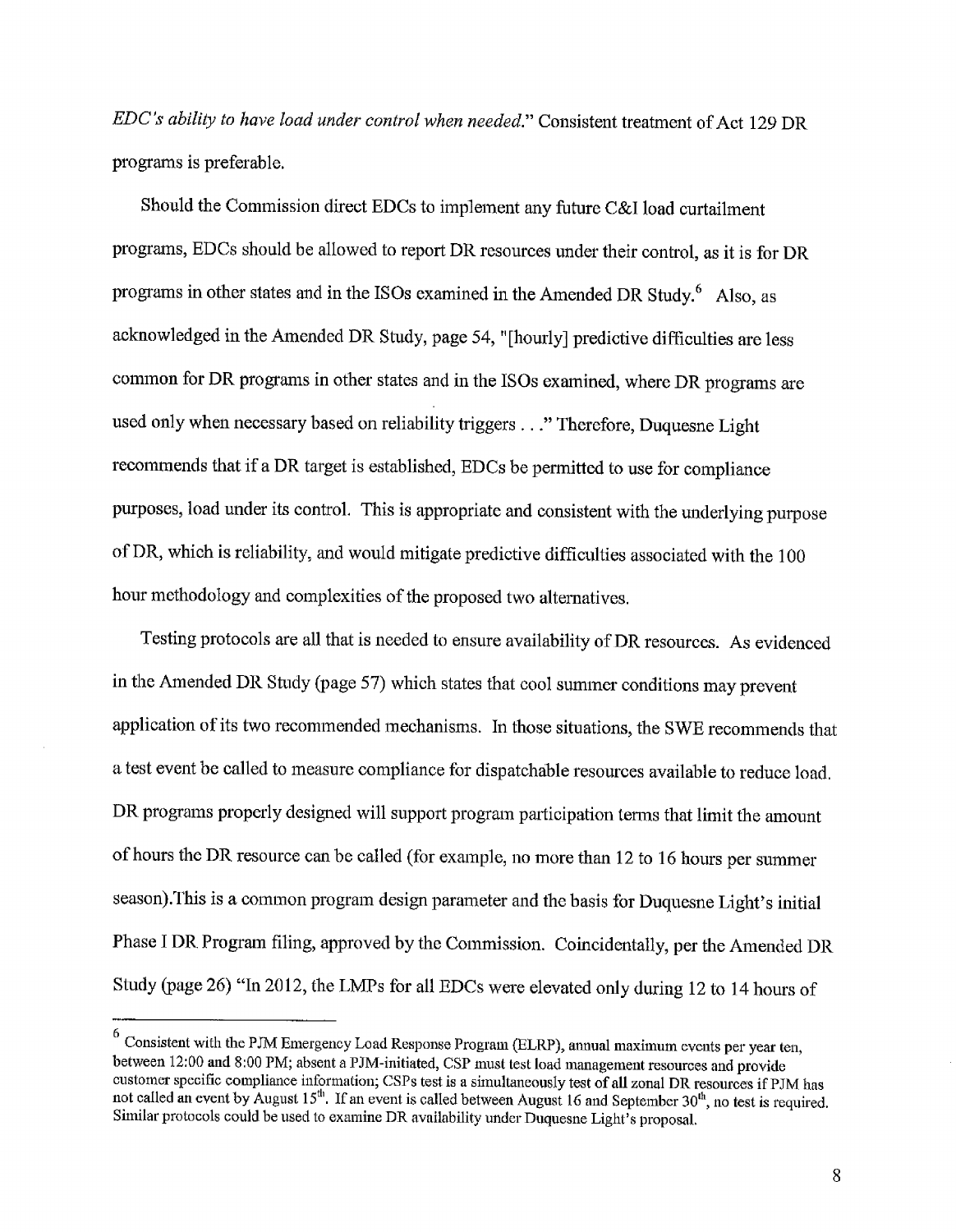*EDC's ability to have load under control when needed.*" Consistent treatment of Act 129 DR programs is preferable.

Should the Commission direct EDCs to implement any future C&I load curtailment programs, EDCs should be allowed to report DR resources under their control, as it is for DR programs in other states and in the ISOs examined in the Amended DR Study.[6] Also, as acknowledged in the Amended DR Study, page 54, "[hourly] predictive difficulties are less common for DR programs in other states and in the ISOs examined, where DR programs are used only when necessary based on reliability triggers . . ." Therefore, Duquesne Light recommends that if a DR target is established, EDCs be permitted to use for compliance purposes, load under its control. This is appropriate and consistent with the underlying purpose of DR, which is reliability, and would mitigate predictive difficulties associated with the 100 hour methodology and complexities of the proposed two alternatives.

Testing protocols are all that is needed to ensure availability of DR resources. As evidenced in the Amended DR Study (page 57) which states that cool summer conditions may prevent application of its two recommended mechanisms. In those situations, the SWE recommends that a test event be called to measure compliance for dispatchable resources available to reduce load. DR programs properly designed will support program participation terms that limit the amount of hours the DR resource can be called (for example, no more than 12 to 16 hours per summer season).This is a common program design parameter and the basis for Duquesne Light's initial Phase I DR Program filing, approved by the Commission. Coincidentally, per the Amended DR Study (page 26) "In 2012, the LMPs for all EDCs were elevated only during 12 to 14 hours of

---

[6] Consistent with the PJM Emergency Load Response Program (ELRP), annual maximum events per year ten, between 12:00 and 8:00 PM; absent a PJM-initiated, CSP must test load management resources and provide customer specific compliance information; CSPs test is a simultaneously test of all zonal DR resources if PJM has not called an event by August 15th. If an event is called between August 16 and September 30th, no test is required. Similar protocols could be used to examine DR availability under Duquesne Light's proposal.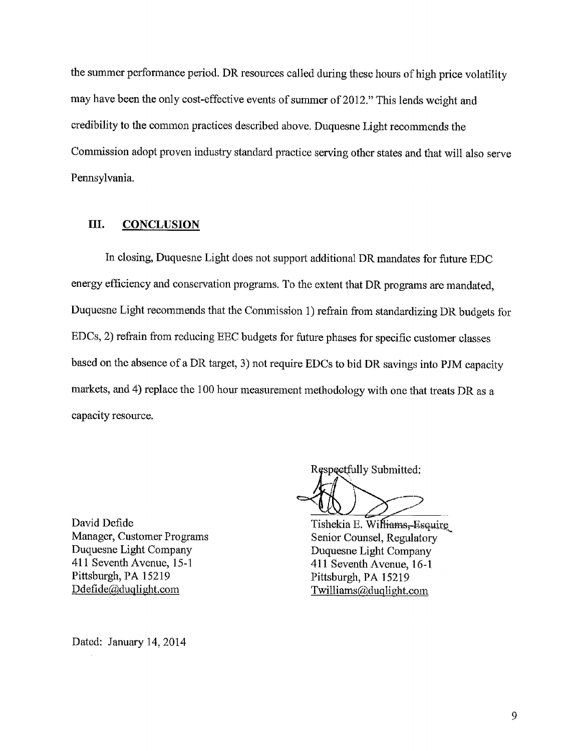the summer performance period. DR resources called during these hours of high price volatility may have been the only cost-effective events of summer of 2012." This lends weight and credibility to the common practices described above. Duquesne Light recommends the Commission adopt proven industry standard practice serving other states and that will also serve Pennsylvania.

## III. CONCLUSION

In closing, Duquesne Light does not support additional DR mandates for future EDC energy efficiency and conservation programs. To the extent that DR programs are mandated, Duquesne Light recommends that the Commission 1) refrain from standardizing DR budgets for EDCs, 2) refrain from reducing EEC budgets for future phases for specific customer classes based on the absence of a DR target, 3) not require EDCs to bid DR savings into PJM capacity markets, and 4) replace the 100 hour measurement methodology with one that treats DR as a capacity resource.

Respectfully Submitted:

Tishekia E. Williams, Esquire
Senior Counsel, Regulatory
Duquesne Light Company
411 Seventh Avenue, 16-1
Pittsburgh, PA 15219
Twilliams@duqlight.com

David Defide
Manager, Customer Programs
Duquesne Light Company
411 Seventh Avenue, 15-1
Pittsburgh, PA 15219
Ddefide@duqlight.com

Dated: January 14, 2014